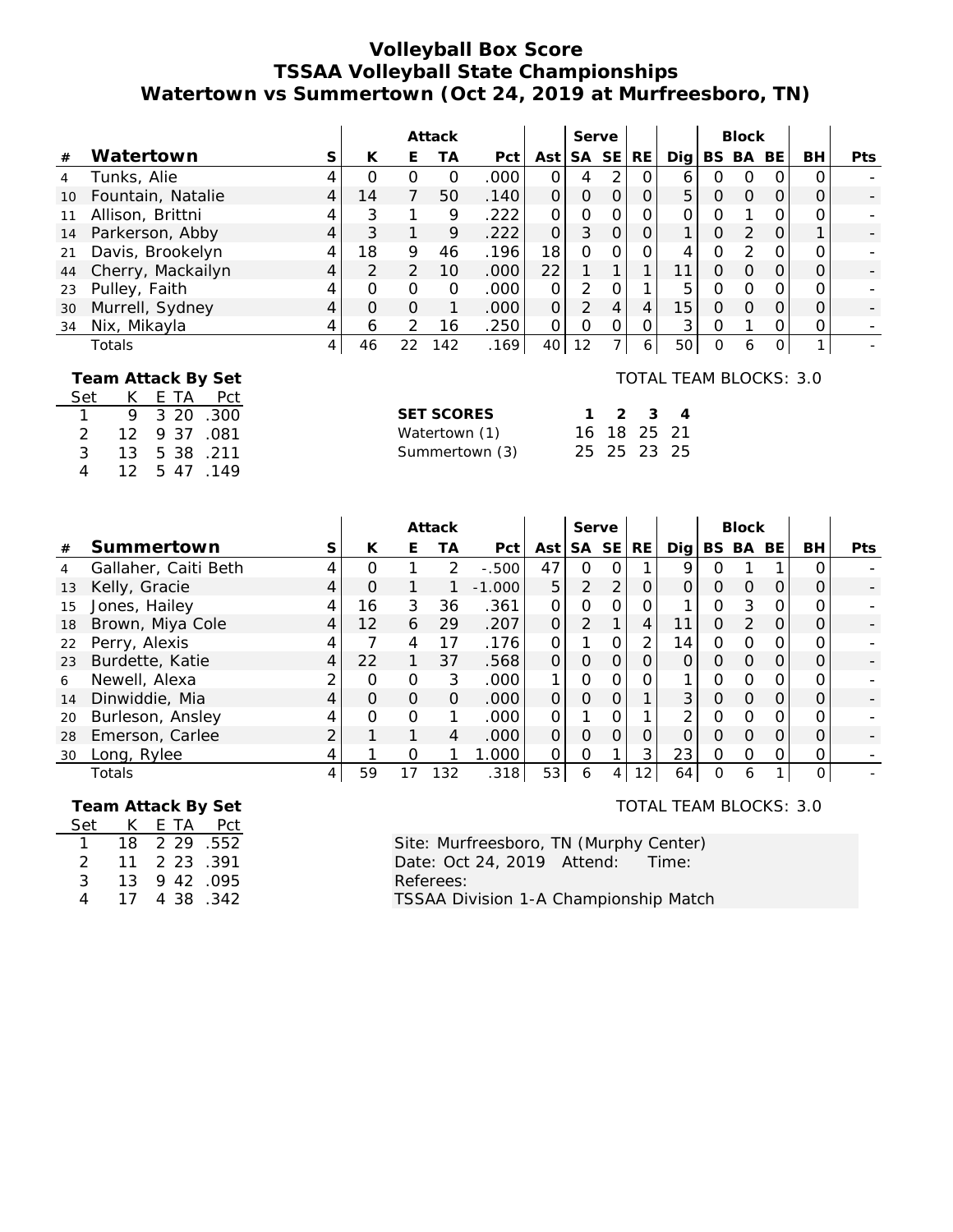# Volleyball Box Score
## TSSAA Volleyball State Championships
## Watertown vs Summertown (Oct 24, 2019 at Murfreesboro, TN)

| # | Watertown | S | Attack K | Attack E | Attack TA | Attack Pct | Ast | Serve SA | Serve SE | RE | Dig | Block BS | Block BA | Block BE | BH | Pts |
|---|---|---|---|---|---|---|---|---|---|---|---|---|---|---|---|---|
| 4 | Tunks, Alie | 4 | 0 | 0 | 0 | .000 | 0 | 4 | 2 | 0 | 6 | 0 | 0 | 0 | 0 | - |
| 10 | Fountain, Natalie | 4 | 14 | 7 | 50 | .140 | 0 | 0 | 0 | 0 | 5 | 0 | 0 | 0 | 0 | - |
| 11 | Allison, Brittni | 4 | 3 | 1 | 9 | .222 | 0 | 0 | 0 | 0 | 0 | 0 | 1 | 0 | 0 | - |
| 14 | Parkerson, Abby | 4 | 3 | 1 | 9 | .222 | 0 | 3 | 0 | 0 | 1 | 0 | 2 | 0 | 1 | - |
| 21 | Davis, Brookelyn | 4 | 18 | 9 | 46 | .196 | 18 | 0 | 0 | 0 | 4 | 0 | 2 | 0 | 0 | - |
| 44 | Cherry, Mackailyn | 4 | 2 | 2 | 10 | .000 | 22 | 1 | 1 | 1 | 11 | 0 | 0 | 0 | 0 | - |
| 23 | Pulley, Faith | 4 | 0 | 0 | 0 | .000 | 0 | 2 | 0 | 1 | 5 | 0 | 0 | 0 | 0 | - |
| 30 | Murrell, Sydney | 4 | 0 | 0 | 1 | .000 | 0 | 2 | 4 | 4 | 15 | 0 | 0 | 0 | 0 | - |
| 34 | Nix, Mikayla | 4 | 6 | 2 | 16 | .250 | 0 | 0 | 0 | 0 | 3 | 0 | 1 | 0 | 0 | - |
| | Totals | 4 | 46 | 22 | 142 | .169 | 40 | 12 | 7 | 6 | 50 | 0 | 6 | 0 | 1 | - |

**Team Attack By Set**

| Set | K | E | TA | Pct |
|---|---|---|---|---|
| 1 | 9 | 3 | 20 | .300 |
| 2 | 12 | 9 | 37 | .081 |
| 3 | 13 | 5 | 38 | .211 |
| 4 | 12 | 5 | 47 | .149 |

TOTAL TEAM BLOCKS: 3.0

| SET SCORES | 1 | 2 | 3 | 4 |
|---|---|---|---|---|
| Watertown (1) | 16 | 18 | 25 | 21 |
| Summertown (3) | 25 | 25 | 23 | 25 |

| # | Summertown | S | Attack K | Attack E | Attack TA | Attack Pct | Ast | Serve SA | Serve SE | RE | Dig | Block BS | Block BA | Block BE | BH | Pts |
|---|---|---|---|---|---|---|---|---|---|---|---|---|---|---|---|---|
| 4 | Gallaher, Caiti Beth | 4 | 0 | 1 | 2 | -.500 | 47 | 0 | 0 | 1 | 9 | 0 | 1 | 1 | 0 | - |
| 13 | Kelly, Gracie | 4 | 0 | 1 | 1 | -1.000 | 5 | 2 | 2 | 0 | 0 | 0 | 0 | 0 | 0 | - |
| 15 | Jones, Hailey | 4 | 16 | 3 | 36 | .361 | 0 | 0 | 0 | 0 | 1 | 0 | 3 | 0 | 0 | - |
| 18 | Brown, Miya Cole | 4 | 12 | 6 | 29 | .207 | 0 | 2 | 1 | 4 | 11 | 0 | 2 | 0 | 0 | - |
| 22 | Perry, Alexis | 4 | 7 | 4 | 17 | .176 | 0 | 1 | 0 | 2 | 14 | 0 | 0 | 0 | 0 | - |
| 23 | Burdette, Katie | 4 | 22 | 1 | 37 | .568 | 0 | 0 | 0 | 0 | 0 | 0 | 0 | 0 | 0 | - |
| 6 | Newell, Alexa | 2 | 0 | 0 | 3 | .000 | 1 | 0 | 0 | 0 | 1 | 0 | 0 | 0 | 0 | - |
| 14 | Dinwiddie, Mia | 4 | 0 | 0 | 0 | .000 | 0 | 0 | 0 | 1 | 3 | 0 | 0 | 0 | 0 | - |
| 20 | Burleson, Ansley | 4 | 0 | 0 | 1 | .000 | 0 | 1 | 0 | 1 | 2 | 0 | 0 | 0 | 0 | - |
| 28 | Emerson, Carlee | 2 | 1 | 1 | 4 | .000 | 0 | 0 | 0 | 0 | 0 | 0 | 0 | 0 | 0 | - |
| 30 | Long, Rylee | 4 | 1 | 0 | 1 | 1.000 | 0 | 0 | 1 | 3 | 23 | 0 | 0 | 0 | 0 | - |
| | Totals | 4 | 59 | 17 | 132 | .318 | 53 | 6 | 4 | 12 | 64 | 0 | 6 | 1 | 0 | - |

**Team Attack By Set**

| Set | K | E | TA | Pct |
|---|---|---|---|---|
| 1 | 18 | 2 | 29 | .552 |
| 2 | 11 | 2 | 23 | .391 |
| 3 | 13 | 9 | 42 | .095 |
| 4 | 17 | 4 | 38 | .342 |

TOTAL TEAM BLOCKS: 3.0

Site: Murfreesboro, TN (Murphy Center)
Date: Oct 24, 2019 Attend: Time:
Referees:
TSSAA Division 1-A Championship Match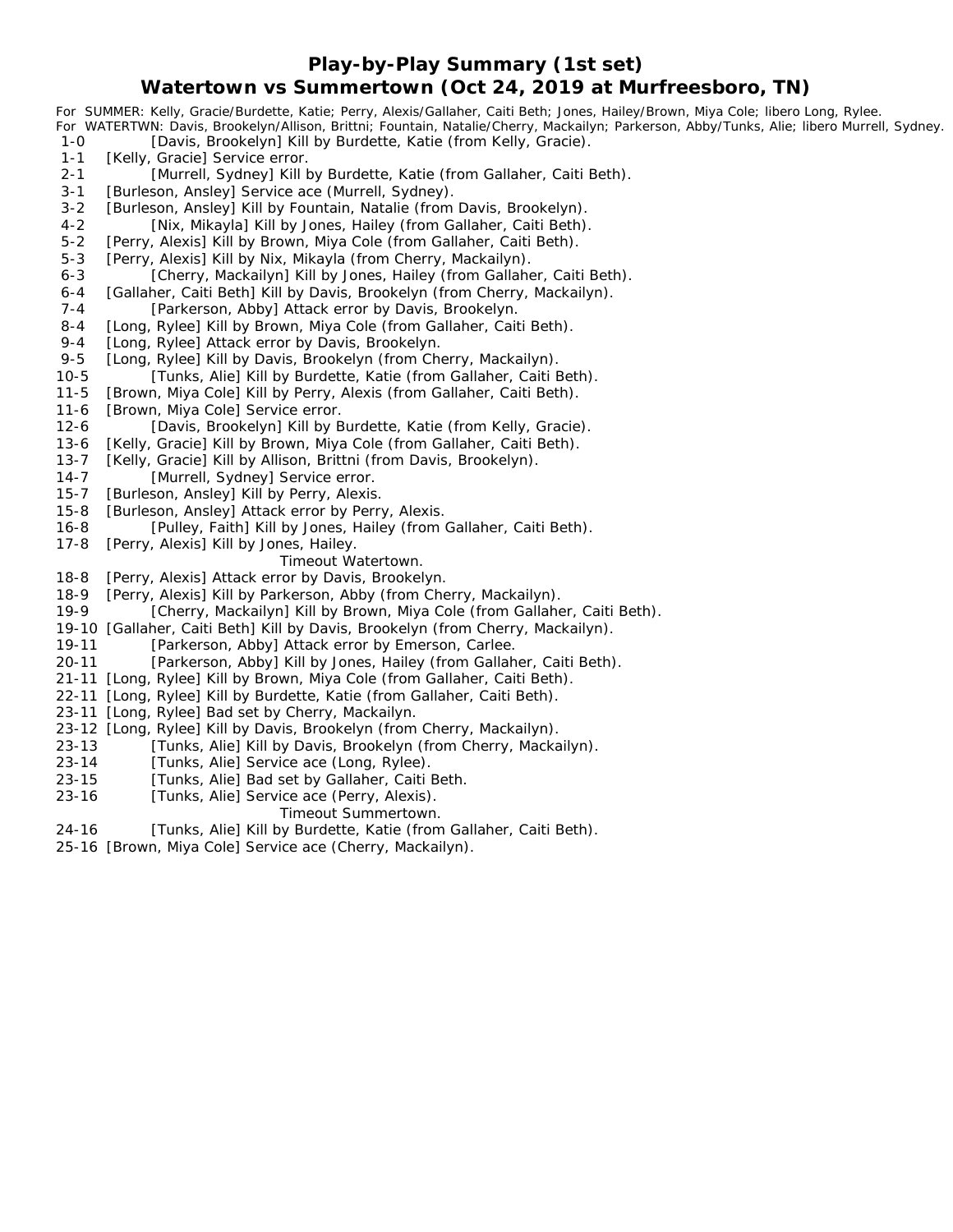# Play-by-Play Summary (1st set)

## Watertown vs Summertown (Oct 24, 2019 at Murfreesboro, TN)

For SUMMER: Kelly, Gracie/Burdette, Katie; Perry, Alexis/Gallaher, Caiti Beth; Jones, Hailey/Brown, Miya Cole; libero Long, Rylee.
For WATERTWN: Davis, Brookelyn/Allison, Brittni; Fountain, Natalie/Cherry, Mackailyn; Parkerson, Abby/Tunks, Alie; libero Murrell, Sydney.

1-0 [Davis, Brookelyn] Kill by Burdette, Katie (from Kelly, Gracie).
1-1 [Kelly, Gracie] Service error.
2-1 [Murrell, Sydney] Kill by Burdette, Katie (from Gallaher, Caiti Beth).
3-1 [Burleson, Ansley] Service ace (Murrell, Sydney).
3-2 [Burleson, Ansley] Kill by Fountain, Natalie (from Davis, Brookelyn).
4-2 [Nix, Mikayla] Kill by Jones, Hailey (from Gallaher, Caiti Beth).
5-2 [Perry, Alexis] Kill by Brown, Miya Cole (from Gallaher, Caiti Beth).
5-3 [Perry, Alexis] Kill by Nix, Mikayla (from Cherry, Mackailyn).
6-3 [Cherry, Mackailyn] Kill by Jones, Hailey (from Gallaher, Caiti Beth).
6-4 [Gallaher, Caiti Beth] Kill by Davis, Brookelyn (from Cherry, Mackailyn).
7-4 [Parkerson, Abby] Attack error by Davis, Brookelyn.
8-4 [Long, Rylee] Kill by Brown, Miya Cole (from Gallaher, Caiti Beth).
9-4 [Long, Rylee] Attack error by Davis, Brookelyn.
9-5 [Long, Rylee] Kill by Davis, Brookelyn (from Cherry, Mackailyn).
10-5 [Tunks, Alie] Kill by Burdette, Katie (from Gallaher, Caiti Beth).
11-5 [Brown, Miya Cole] Kill by Perry, Alexis (from Gallaher, Caiti Beth).
11-6 [Brown, Miya Cole] Service error.
12-6 [Davis, Brookelyn] Kill by Burdette, Katie (from Kelly, Gracie).
13-6 [Kelly, Gracie] Kill by Brown, Miya Cole (from Gallaher, Caiti Beth).
13-7 [Kelly, Gracie] Kill by Allison, Brittni (from Davis, Brookelyn).
14-7 [Murrell, Sydney] Service error.
15-7 [Burleson, Ansley] Kill by Perry, Alexis.
15-8 [Burleson, Ansley] Attack error by Perry, Alexis.
16-8 [Pulley, Faith] Kill by Jones, Hailey (from Gallaher, Caiti Beth).
17-8 [Perry, Alexis] Kill by Jones, Hailey.
Timeout Watertown.
18-8 [Perry, Alexis] Attack error by Davis, Brookelyn.
18-9 [Perry, Alexis] Kill by Parkerson, Abby (from Cherry, Mackailyn).
19-9 [Cherry, Mackailyn] Kill by Brown, Miya Cole (from Gallaher, Caiti Beth).
19-10 [Gallaher, Caiti Beth] Kill by Davis, Brookelyn (from Cherry, Mackailyn).
19-11 [Parkerson, Abby] Attack error by Emerson, Carlee.
20-11 [Parkerson, Abby] Kill by Jones, Hailey (from Gallaher, Caiti Beth).
21-11 [Long, Rylee] Kill by Brown, Miya Cole (from Gallaher, Caiti Beth).
22-11 [Long, Rylee] Kill by Burdette, Katie (from Gallaher, Caiti Beth).
23-11 [Long, Rylee] Bad set by Cherry, Mackailyn.
23-12 [Long, Rylee] Kill by Davis, Brookelyn (from Cherry, Mackailyn).
23-13 [Tunks, Alie] Kill by Davis, Brookelyn (from Cherry, Mackailyn).
23-14 [Tunks, Alie] Service ace (Long, Rylee).
23-15 [Tunks, Alie] Bad set by Gallaher, Caiti Beth.
23-16 [Tunks, Alie] Service ace (Perry, Alexis).
Timeout Summertown.
24-16 [Tunks, Alie] Kill by Burdette, Katie (from Gallaher, Caiti Beth).
25-16 [Brown, Miya Cole] Service ace (Cherry, Mackailyn).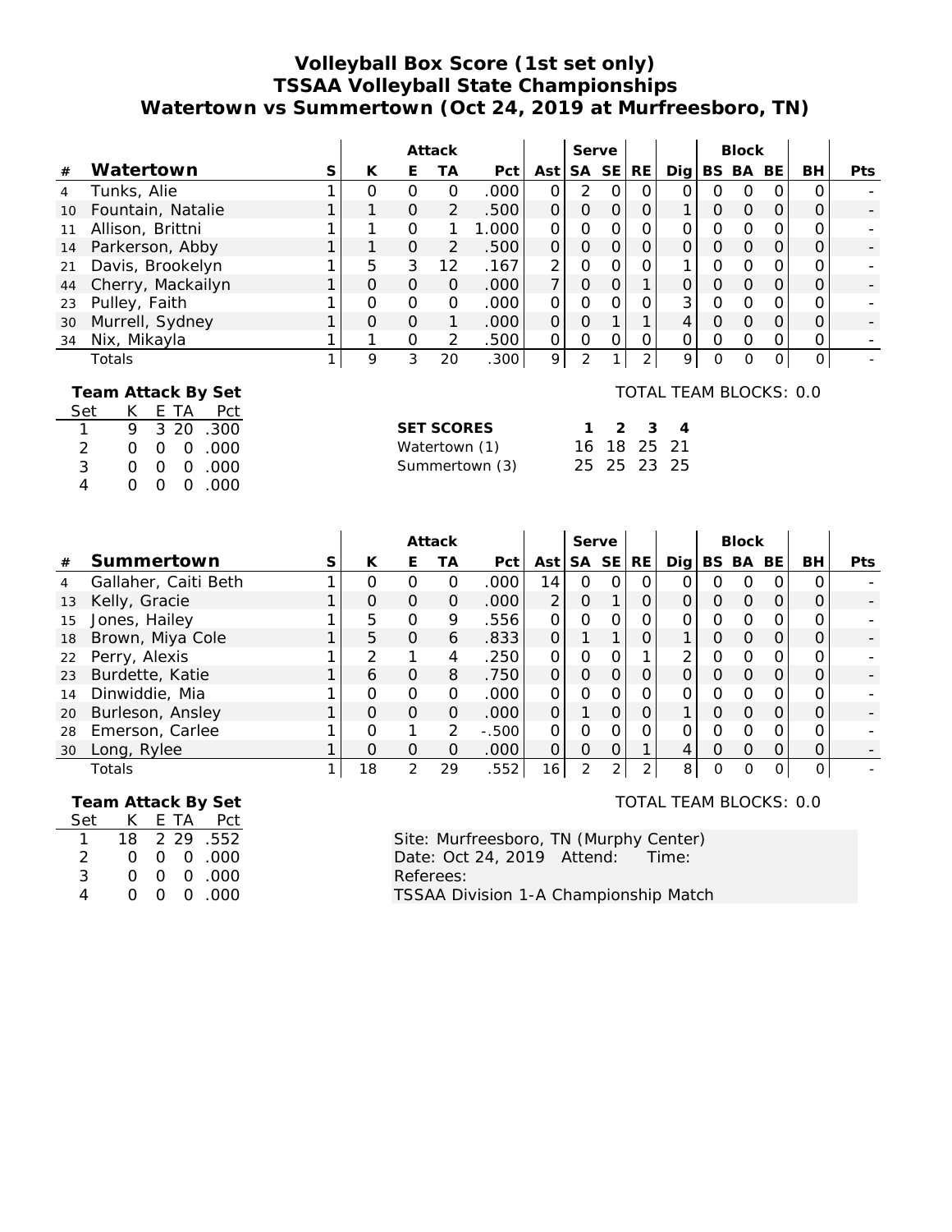# Volleyball Box Score (1st set only)
## TSSAA Volleyball State Championships
## Watertown vs Summertown (Oct 24, 2019 at Murfreesboro, TN)

| | | | Attack | | | | | Serve | | | | Block | | | | |
|---|---|---|---|---|---|---|---|---|---|---|---|---|---|---|---|---|
| # | Watertown | S | K | E | TA | Pct | Ast | SA | SE | RE | Dig | BS | BA | BE | BH | Pts |
| 4 | Tunks, Alie | 1 | 0 | 0 | 0 | .000 | 0 | 2 | 0 | 0 | 0 | 0 | 0 | 0 | 0 | - |
| 10 | Fountain, Natalie | 1 | 1 | 0 | 2 | .500 | 0 | 0 | 0 | 0 | 1 | 0 | 0 | 0 | 0 | - |
| 11 | Allison, Brittni | 1 | 1 | 0 | 1 | 1.000 | 0 | 0 | 0 | 0 | 0 | 0 | 0 | 0 | 0 | - |
| 14 | Parkerson, Abby | 1 | 1 | 0 | 2 | .500 | 0 | 0 | 0 | 0 | 0 | 0 | 0 | 0 | 0 | - |
| 21 | Davis, Brookelyn | 1 | 5 | 3 | 12 | .167 | 2 | 0 | 0 | 0 | 1 | 0 | 0 | 0 | 0 | - |
| 44 | Cherry, Mackailyn | 1 | 0 | 0 | 0 | .000 | 7 | 0 | 0 | 1 | 0 | 0 | 0 | 0 | 0 | - |
| 23 | Pulley, Faith | 1 | 0 | 0 | 0 | .000 | 0 | 0 | 0 | 0 | 3 | 0 | 0 | 0 | 0 | - |
| 30 | Murrell, Sydney | 1 | 0 | 0 | 1 | .000 | 0 | 0 | 1 | 1 | 4 | 0 | 0 | 0 | 0 | - |
| 34 | Nix, Mikayla | 1 | 1 | 0 | 2 | .500 | 0 | 0 | 0 | 0 | 0 | 0 | 0 | 0 | 0 | - |
| | Totals | 1 | 9 | 3 | 20 | .300 | 9 | 2 | 1 | 2 | 9 | 0 | 0 | 0 | 0 | - |

TOTAL TEAM BLOCKS: 0.0

**Team Attack By Set**

| Set | K | E | TA | Pct |
|---|---|---|---|---|
| 1 | 9 | 3 | 20 | .300 |
| 2 | 0 | 0 | 0 | .000 |
| 3 | 0 | 0 | 0 | .000 |
| 4 | 0 | 0 | 0 | .000 |

| SET SCORES | 1 | 2 | 3 | 4 |
|---|---|---|---|---|
| Watertown (1) | 16 | 18 | 25 | 21 |
| Summertown (3) | 25 | 25 | 23 | 25 |

| | | | Attack | | | | | Serve | | | | Block | | | | |
|---|---|---|---|---|---|---|---|---|---|---|---|---|---|---|---|---|
| # | Summertown | S | K | E | TA | Pct | Ast | SA | SE | RE | Dig | BS | BA | BE | BH | Pts |
| 4 | Gallaher, Caiti Beth | 1 | 0 | 0 | 0 | .000 | 14 | 0 | 0 | 0 | 0 | 0 | 0 | 0 | 0 | - |
| 13 | Kelly, Gracie | 1 | 0 | 0 | 0 | .000 | 2 | 0 | 1 | 0 | 0 | 0 | 0 | 0 | 0 | - |
| 15 | Jones, Hailey | 1 | 5 | 0 | 9 | .556 | 0 | 0 | 0 | 0 | 0 | 0 | 0 | 0 | 0 | - |
| 18 | Brown, Miya Cole | 1 | 5 | 0 | 6 | .833 | 0 | 1 | 1 | 0 | 1 | 0 | 0 | 0 | 0 | - |
| 22 | Perry, Alexis | 1 | 2 | 1 | 4 | .250 | 0 | 0 | 0 | 1 | 2 | 0 | 0 | 0 | 0 | - |
| 23 | Burdette, Katie | 1 | 6 | 0 | 8 | .750 | 0 | 0 | 0 | 0 | 0 | 0 | 0 | 0 | 0 | - |
| 14 | Dinwiddie, Mia | 1 | 0 | 0 | 0 | .000 | 0 | 0 | 0 | 0 | 0 | 0 | 0 | 0 | 0 | - |
| 20 | Burleson, Ansley | 1 | 0 | 0 | 0 | .000 | 0 | 1 | 0 | 0 | 1 | 0 | 0 | 0 | 0 | - |
| 28 | Emerson, Carlee | 1 | 0 | 1 | 2 | -.500 | 0 | 0 | 0 | 0 | 0 | 0 | 0 | 0 | 0 | - |
| 30 | Long, Rylee | 1 | 0 | 0 | 0 | .000 | 0 | 0 | 0 | 1 | 4 | 0 | 0 | 0 | 0 | - |
| | Totals | 1 | 18 | 2 | 29 | .552 | 16 | 2 | 2 | 2 | 8 | 0 | 0 | 0 | 0 | - |

TOTAL TEAM BLOCKS: 0.0

**Team Attack By Set**

| Set | K | E | TA | Pct |
|---|---|---|---|---|
| 1 | 18 | 2 | 29 | .552 |
| 2 | 0 | 0 | 0 | .000 |
| 3 | 0 | 0 | 0 | .000 |
| 4 | 0 | 0 | 0 | .000 |

Site: Murfreesboro, TN (Murphy Center)
Date: Oct 24, 2019 Attend: Time:
Referees:
TSSAA Division 1-A Championship Match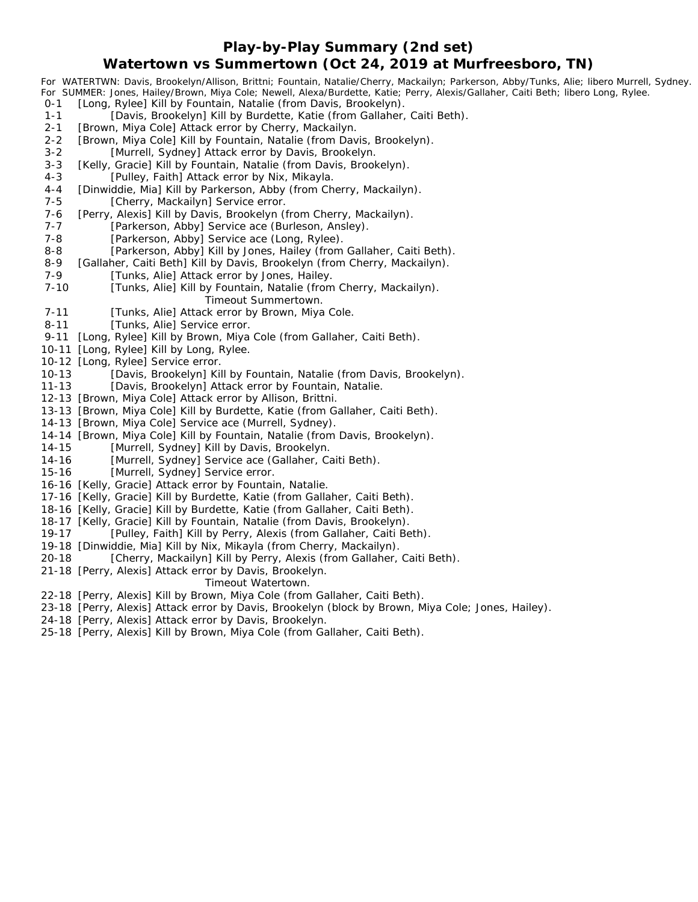## Play-by-Play Summary (2nd set)
## Watertown vs Summertown (Oct 24, 2019 at Murfreesboro, TN)

For WATERTWN: Davis, Brookelyn/Allison, Brittni; Fountain, Natalie/Cherry, Mackailyn; Parkerson, Abby/Tunks, Alie; libero Murrell, Sydney.
For SUMMER: Jones, Hailey/Brown, Miya Cole; Newell, Alexa/Burdette, Katie; Perry, Alexis/Gallaher, Caiti Beth; libero Long, Rylee.

0-1 [Long, Rylee] Kill by Fountain, Natalie (from Davis, Brookelyn).
1-1 [Davis, Brookelyn] Kill by Burdette, Katie (from Gallaher, Caiti Beth).
2-1 [Brown, Miya Cole] Attack error by Cherry, Mackailyn.
2-2 [Brown, Miya Cole] Kill by Fountain, Natalie (from Davis, Brookelyn).
3-2 [Murrell, Sydney] Attack error by Davis, Brookelyn.
3-3 [Kelly, Gracie] Kill by Fountain, Natalie (from Davis, Brookelyn).
4-3 [Pulley, Faith] Attack error by Nix, Mikayla.
4-4 [Dinwiddie, Mia] Kill by Parkerson, Abby (from Cherry, Mackailyn).
7-5 [Cherry, Mackailyn] Service error.
7-6 [Perry, Alexis] Kill by Davis, Brookelyn (from Cherry, Mackailyn).
7-7 [Parkerson, Abby] Service ace (Burleson, Ansley).
7-8 [Parkerson, Abby] Service ace (Long, Rylee).
8-8 [Parkerson, Abby] Kill by Jones, Hailey (from Gallaher, Caiti Beth).
8-9 [Gallaher, Caiti Beth] Kill by Davis, Brookelyn (from Cherry, Mackailyn).
7-9 [Tunks, Alie] Attack error by Jones, Hailey.
7-10 [Tunks, Alie] Kill by Fountain, Natalie (from Cherry, Mackailyn).
Timeout Summertown.
7-11 [Tunks, Alie] Attack error by Brown, Miya Cole.
8-11 [Tunks, Alie] Service error.
9-11 [Long, Rylee] Kill by Brown, Miya Cole (from Gallaher, Caiti Beth).
10-11 [Long, Rylee] Kill by Long, Rylee.
10-12 [Long, Rylee] Service error.
10-13 [Davis, Brookelyn] Kill by Fountain, Natalie (from Davis, Brookelyn).
11-13 [Davis, Brookelyn] Attack error by Fountain, Natalie.
12-13 [Brown, Miya Cole] Attack error by Allison, Brittni.
13-13 [Brown, Miya Cole] Kill by Burdette, Katie (from Gallaher, Caiti Beth).
14-13 [Brown, Miya Cole] Service ace (Murrell, Sydney).
14-14 [Brown, Miya Cole] Kill by Fountain, Natalie (from Davis, Brookelyn).
14-15 [Murrell, Sydney] Kill by Davis, Brookelyn.
14-16 [Murrell, Sydney] Service ace (Gallaher, Caiti Beth).
15-16 [Murrell, Sydney] Service error.
16-16 [Kelly, Gracie] Attack error by Fountain, Natalie.
17-16 [Kelly, Gracie] Kill by Burdette, Katie (from Gallaher, Caiti Beth).
18-16 [Kelly, Gracie] Kill by Burdette, Katie (from Gallaher, Caiti Beth).
18-17 [Kelly, Gracie] Kill by Fountain, Natalie (from Davis, Brookelyn).
19-17 [Pulley, Faith] Kill by Perry, Alexis (from Gallaher, Caiti Beth).
19-18 [Dinwiddie, Mia] Kill by Nix, Mikayla (from Cherry, Mackailyn).
20-18 [Cherry, Mackailyn] Kill by Perry, Alexis (from Gallaher, Caiti Beth).
21-18 [Perry, Alexis] Attack error by Davis, Brookelyn.
Timeout Watertown.
22-18 [Perry, Alexis] Kill by Brown, Miya Cole (from Gallaher, Caiti Beth).
23-18 [Perry, Alexis] Attack error by Davis, Brookelyn (block by Brown, Miya Cole; Jones, Hailey).
24-18 [Perry, Alexis] Attack error by Davis, Brookelyn.
25-18 [Perry, Alexis] Kill by Brown, Miya Cole (from Gallaher, Caiti Beth).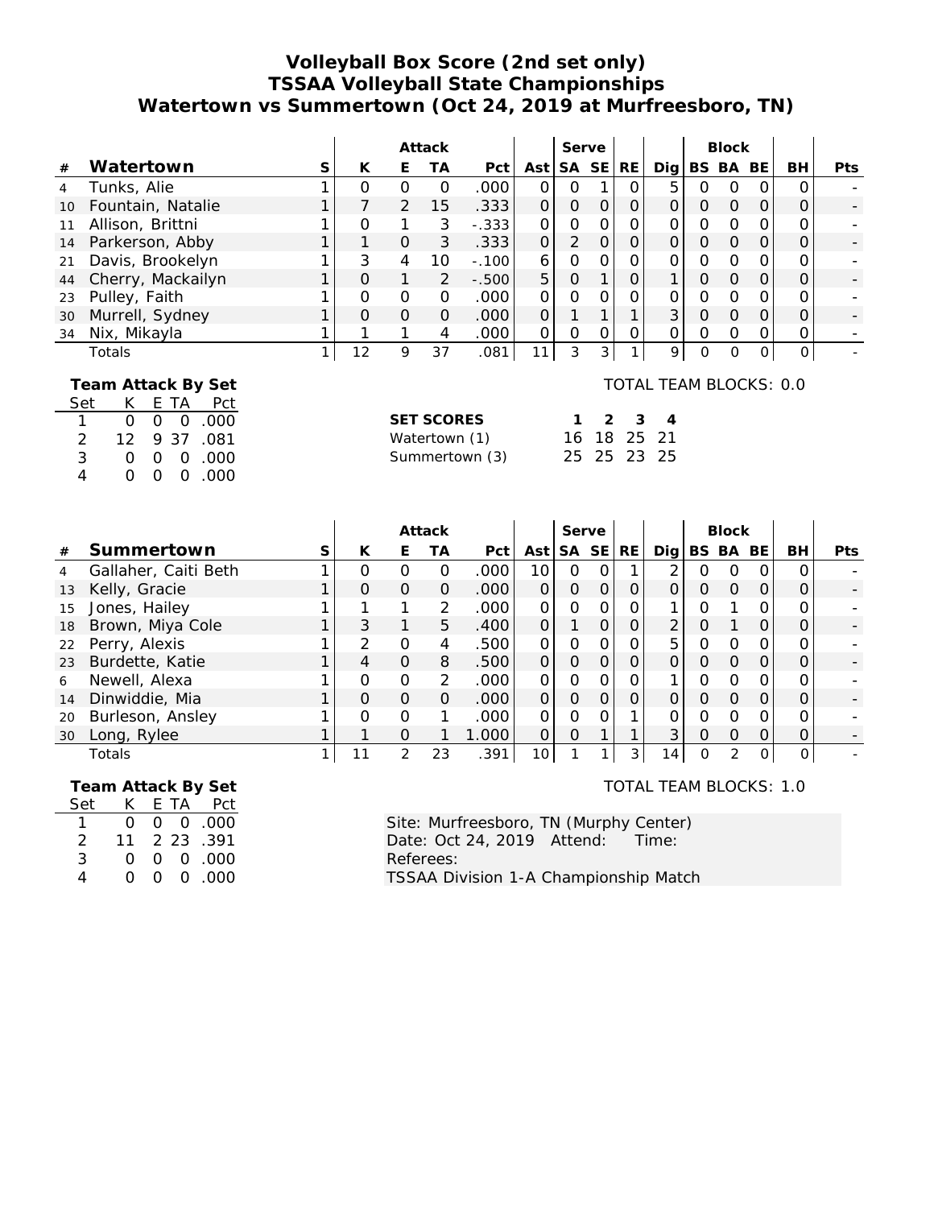# Volleyball Box Score (2nd set only)
## TSSAA Volleyball State Championships
## Watertown vs Summertown (Oct 24, 2019 at Murfreesboro, TN)

| # | Watertown | S | Attack K | E | TA | Pct | Ast | Serve SA | SE | RE | Dig | Block BS | BA | BE | BH | Pts |
|---|---|---|---|---|---|---|---|---|---|---|---|---|---|---|---|---|
| 4 | Tunks, Alie | 1 | 0 | 0 | 0 | .000 | 0 | 0 | 1 | 0 | 5 | 0 | 0 | 0 | 0 | - |
| 10 | Fountain, Natalie | 1 | 7 | 2 | 15 | .333 | 0 | 0 | 0 | 0 | 0 | 0 | 0 | 0 | 0 | - |
| 11 | Allison, Brittni | 1 | 0 | 1 | 3 | -.333 | 0 | 0 | 0 | 0 | 0 | 0 | 0 | 0 | 0 | - |
| 14 | Parkerson, Abby | 1 | 1 | 0 | 3 | .333 | 0 | 2 | 0 | 0 | 0 | 0 | 0 | 0 | 0 | - |
| 21 | Davis, Brookelyn | 1 | 3 | 4 | 10 | -.100 | 6 | 0 | 0 | 0 | 0 | 0 | 0 | 0 | 0 | - |
| 44 | Cherry, Mackailyn | 1 | 0 | 1 | 2 | -.500 | 5 | 0 | 1 | 0 | 1 | 0 | 0 | 0 | 0 | - |
| 23 | Pulley, Faith | 1 | 0 | 0 | 0 | .000 | 0 | 0 | 0 | 0 | 0 | 0 | 0 | 0 | 0 | - |
| 30 | Murrell, Sydney | 1 | 0 | 0 | 0 | .000 | 0 | 1 | 1 | 1 | 3 | 0 | 0 | 0 | 0 | - |
| 34 | Nix, Mikayla | 1 | 1 | 1 | 4 | .000 | 0 | 0 | 0 | 0 | 0 | 0 | 0 | 0 | 0 | - |
| | Totals | 1 | 12 | 9 | 37 | .081 | 11 | 3 | 3 | 1 | 9 | 0 | 0 | 0 | 0 | - |

**Team Attack By Set**

| Set | K | E | TA | Pct |
|---|---|---|---|---|
| 1 | 0 | 0 | 0 | .000 |
| 2 | 12 | 9 | 37 | .081 |
| 3 | 0 | 0 | 0 | .000 |
| 4 | 0 | 0 | 0 | .000 |

TOTAL TEAM BLOCKS: 0.0

| SET SCORES | 1 | 2 | 3 | 4 |
|---|---|---|---|---|
| Watertown (1) | 16 | 18 | 25 | 21 |
| Summertown (3) | 25 | 25 | 23 | 25 |

| # | Summertown | S | Attack K | E | TA | Pct | Ast | Serve SA | SE | RE | Dig | Block BS | BA | BE | BH | Pts |
|---|---|---|---|---|---|---|---|---|---|---|---|---|---|---|---|---|
| 4 | Gallaher, Caiti Beth | 1 | 0 | 0 | 0 | .000 | 10 | 0 | 0 | 1 | 2 | 0 | 0 | 0 | 0 | - |
| 13 | Kelly, Gracie | 1 | 0 | 0 | 0 | .000 | 0 | 0 | 0 | 0 | 0 | 0 | 0 | 0 | 0 | - |
| 15 | Jones, Hailey | 1 | 1 | 1 | 2 | .000 | 0 | 0 | 0 | 0 | 1 | 0 | 1 | 0 | 0 | - |
| 18 | Brown, Miya Cole | 1 | 3 | 1 | 5 | .400 | 0 | 1 | 0 | 0 | 2 | 0 | 1 | 0 | 0 | - |
| 22 | Perry, Alexis | 1 | 2 | 0 | 4 | .500 | 0 | 0 | 0 | 0 | 5 | 0 | 0 | 0 | 0 | - |
| 23 | Burdette, Katie | 1 | 4 | 0 | 8 | .500 | 0 | 0 | 0 | 0 | 0 | 0 | 0 | 0 | 0 | - |
| 6 | Newell, Alexa | 1 | 0 | 0 | 2 | .000 | 0 | 0 | 0 | 0 | 1 | 0 | 0 | 0 | 0 | - |
| 14 | Dinwiddie, Mia | 1 | 0 | 0 | 0 | .000 | 0 | 0 | 0 | 0 | 0 | 0 | 0 | 0 | 0 | - |
| 20 | Burleson, Ansley | 1 | 0 | 0 | 1 | .000 | 0 | 0 | 0 | 1 | 0 | 0 | 0 | 0 | 0 | - |
| 30 | Long, Rylee | 1 | 1 | 0 | 1 | 1.000 | 0 | 0 | 1 | 1 | 3 | 0 | 0 | 0 | 0 | - |
| | Totals | 1 | 11 | 2 | 23 | .391 | 10 | 1 | 1 | 3 | 14 | 0 | 2 | 0 | 0 | - |

**Team Attack By Set**

| Set | K | E | TA | Pct |
|---|---|---|---|---|
| 1 | 0 | 0 | 0 | .000 |
| 2 | 11 | 2 | 23 | .391 |
| 3 | 0 | 0 | 0 | .000 |
| 4 | 0 | 0 | 0 | .000 |

TOTAL TEAM BLOCKS: 1.0

Site: Murfreesboro, TN (Murphy Center)
Date: Oct 24, 2019 Attend: Time:
Referees:
TSSAA Division 1-A Championship Match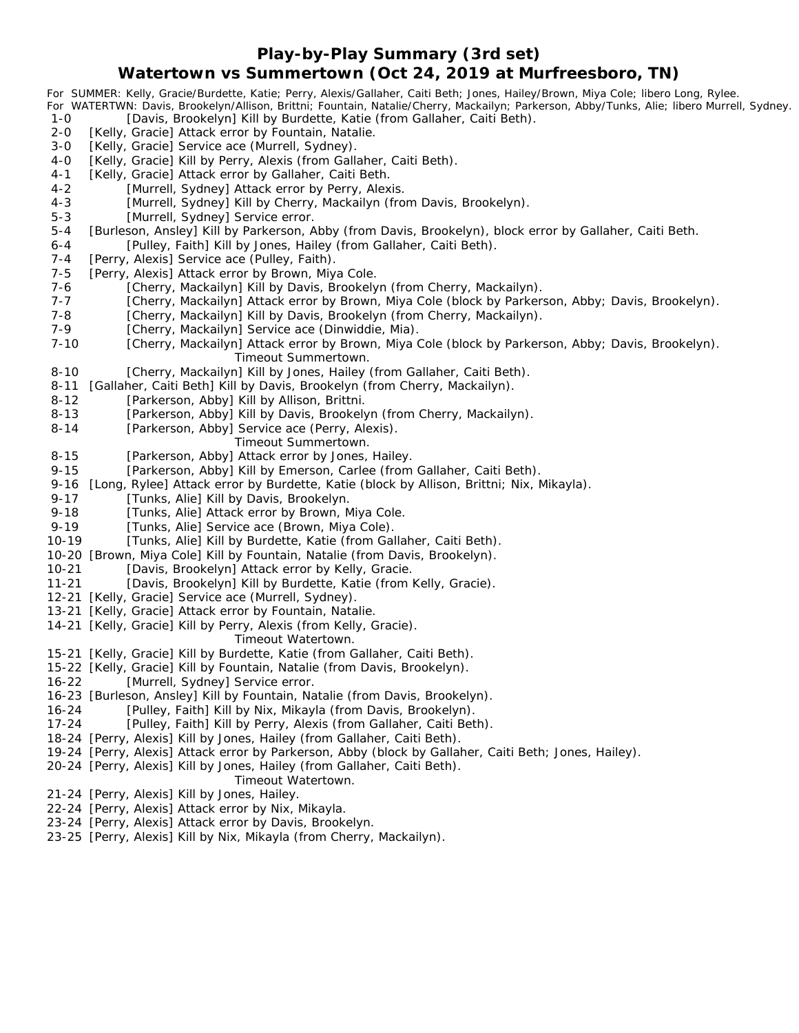## Play-by-Play Summary (3rd set)

## Watertown vs Summertown (Oct 24, 2019 at Murfreesboro, TN)

For SUMMER: Kelly, Gracie/Burdette, Katie; Perry, Alexis/Gallaher, Caiti Beth; Jones, Hailey/Brown, Miya Cole; libero Long, Rylee.
For WATERTWN: Davis, Brookelyn/Allison, Brittni; Fountain, Natalie/Cherry, Mackailyn; Parkerson, Abby/Tunks, Alie; libero Murrell, Sydney.

1-0 [Davis, Brookelyn] Kill by Burdette, Katie (from Gallaher, Caiti Beth).
2-0 [Kelly, Gracie] Attack error by Fountain, Natalie.
3-0 [Kelly, Gracie] Service ace (Murrell, Sydney).
4-0 [Kelly, Gracie] Kill by Perry, Alexis (from Gallaher, Caiti Beth).
4-1 [Kelly, Gracie] Attack error by Gallaher, Caiti Beth.
4-2 [Murrell, Sydney] Attack error by Perry, Alexis.
4-3 [Murrell, Sydney] Kill by Cherry, Mackailyn (from Davis, Brookelyn).
5-3 [Murrell, Sydney] Service error.
5-4 [Burleson, Ansley] Kill by Parkerson, Abby (from Davis, Brookelyn), block error by Gallaher, Caiti Beth.
6-4 [Pulley, Faith] Kill by Jones, Hailey (from Gallaher, Caiti Beth).
7-4 [Perry, Alexis] Service ace (Pulley, Faith).
7-5 [Perry, Alexis] Attack error by Brown, Miya Cole.
7-6 [Cherry, Mackailyn] Kill by Davis, Brookelyn (from Cherry, Mackailyn).
7-7 [Cherry, Mackailyn] Attack error by Brown, Miya Cole (block by Parkerson, Abby; Davis, Brookelyn).
7-8 [Cherry, Mackailyn] Kill by Davis, Brookelyn (from Cherry, Mackailyn).
7-9 [Cherry, Mackailyn] Service ace (Dinwiddie, Mia).
7-10 [Cherry, Mackailyn] Attack error by Brown, Miya Cole (block by Parkerson, Abby; Davis, Brookelyn).
Timeout Summertown.
8-10 [Cherry, Mackailyn] Kill by Jones, Hailey (from Gallaher, Caiti Beth).
8-11 [Gallaher, Caiti Beth] Kill by Davis, Brookelyn (from Cherry, Mackailyn).
8-12 [Parkerson, Abby] Kill by Allison, Brittni.
8-13 [Parkerson, Abby] Kill by Davis, Brookelyn (from Cherry, Mackailyn).
8-14 [Parkerson, Abby] Service ace (Perry, Alexis).
Timeout Summertown.
8-15 [Parkerson, Abby] Attack error by Jones, Hailey.
9-15 [Parkerson, Abby] Kill by Emerson, Carlee (from Gallaher, Caiti Beth).
9-16 [Long, Rylee] Attack error by Burdette, Katie (block by Allison, Brittni; Nix, Mikayla).
9-17 [Tunks, Alie] Kill by Davis, Brookelyn.
9-18 [Tunks, Alie] Attack error by Brown, Miya Cole.
9-19 [Tunks, Alie] Service ace (Brown, Miya Cole).
10-19 [Tunks, Alie] Kill by Burdette, Katie (from Gallaher, Caiti Beth).
10-20 [Brown, Miya Cole] Kill by Fountain, Natalie (from Davis, Brookelyn).
10-21 [Davis, Brookelyn] Attack error by Kelly, Gracie.
11-21 [Davis, Brookelyn] Kill by Burdette, Katie (from Kelly, Gracie).
12-21 [Kelly, Gracie] Service ace (Murrell, Sydney).
13-21 [Kelly, Gracie] Attack error by Fountain, Natalie.
14-21 [Kelly, Gracie] Kill by Perry, Alexis (from Kelly, Gracie).
Timeout Watertown.
15-21 [Kelly, Gracie] Kill by Burdette, Katie (from Gallaher, Caiti Beth).
15-22 [Kelly, Gracie] Kill by Fountain, Natalie (from Davis, Brookelyn).
16-22 [Murrell, Sydney] Service error.
16-23 [Burleson, Ansley] Kill by Fountain, Natalie (from Davis, Brookelyn).
16-24 [Pulley, Faith] Kill by Nix, Mikayla (from Davis, Brookelyn).
17-24 [Pulley, Faith] Kill by Perry, Alexis (from Gallaher, Caiti Beth).
18-24 [Perry, Alexis] Kill by Jones, Hailey (from Gallaher, Caiti Beth).
19-24 [Perry, Alexis] Attack error by Parkerson, Abby (block by Gallaher, Caiti Beth; Jones, Hailey).
20-24 [Perry, Alexis] Kill by Jones, Hailey (from Gallaher, Caiti Beth).
Timeout Watertown.
21-24 [Perry, Alexis] Kill by Jones, Hailey.
22-24 [Perry, Alexis] Attack error by Nix, Mikayla.
23-24 [Perry, Alexis] Attack error by Davis, Brookelyn.
23-25 [Perry, Alexis] Kill by Nix, Mikayla (from Cherry, Mackailyn).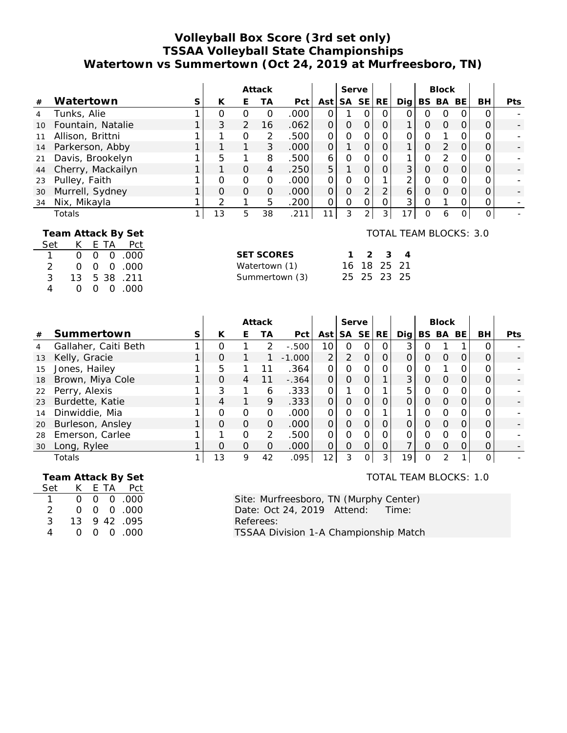# Volleyball Box Score (3rd set only)
## TSSAA Volleyball State Championships
## Watertown vs Summertown (Oct 24, 2019 at Murfreesboro, TN)

| | | | Attack | | | | | Serve | | | | Block | | | | |
|---|---|---|---|---|---|---|---|---|---|---|---|---|---|---|---|---|
| # | Watertown | S | K | E | TA | Pct | Ast | SA | SE | RE | Dig | BS | BA | BE | BH | Pts |
| 4 | Tunks, Alie | 1 | 0 | 0 | 0 | .000 | 0 | 1 | 0 | 0 | 0 | 0 | 0 | 0 | 0 | - |
| 10 | Fountain, Natalie | 1 | 3 | 2 | 16 | .062 | 0 | 0 | 0 | 0 | 1 | 0 | 0 | 0 | 0 | - |
| 11 | Allison, Brittni | 1 | 1 | 0 | 2 | .500 | 0 | 0 | 0 | 0 | 0 | 0 | 1 | 0 | 0 | - |
| 14 | Parkerson, Abby | 1 | 1 | 1 | 3 | .000 | 0 | 1 | 0 | 0 | 1 | 0 | 2 | 0 | 0 | - |
| 21 | Davis, Brookelyn | 1 | 5 | 1 | 8 | .500 | 6 | 0 | 0 | 0 | 1 | 0 | 2 | 0 | 0 | - |
| 44 | Cherry, Mackailyn | 1 | 1 | 0 | 4 | .250 | 5 | 1 | 0 | 0 | 3 | 0 | 0 | 0 | 0 | - |
| 23 | Pulley, Faith | 1 | 0 | 0 | 0 | .000 | 0 | 0 | 0 | 1 | 2 | 0 | 0 | 0 | 0 | - |
| 30 | Murrell, Sydney | 1 | 0 | 0 | 0 | .000 | 0 | 0 | 2 | 2 | 6 | 0 | 0 | 0 | 0 | - |
| 34 | Nix, Mikayla | 1 | 2 | 1 | 5 | .200 | 0 | 0 | 0 | 0 | 3 | 0 | 1 | 0 | 0 | - |
| | Totals | 1 | 13 | 5 | 38 | .211 | 11 | 3 | 2 | 3 | 17 | 0 | 6 | 0 | 0 | - |

TOTAL TEAM BLOCKS: 3.0

**Team Attack By Set**

| Set | K | E | TA | Pct |
|---|---|---|---|---|
| 1 | 0 | 0 | 0 | .000 |
| 2 | 0 | 0 | 0 | .000 |
| 3 | 13 | 5 | 38 | .211 |
| 4 | 0 | 0 | 0 | .000 |

| SET SCORES | 1 | 2 | 3 | 4 |
|---|---|---|---|---|
| Watertown (1) | 16 | 18 | 25 | 21 |
| Summertown (3) | 25 | 25 | 23 | 25 |

| | | | Attack | | | | | Serve | | | | Block | | | | |
|---|---|---|---|---|---|---|---|---|---|---|---|---|---|---|---|---|
| # | Summertown | S | K | E | TA | Pct | Ast | SA | SE | RE | Dig | BS | BA | BE | BH | Pts |
| 4 | Gallaher, Caiti Beth | 1 | 0 | 1 | 2 | -.500 | 10 | 0 | 0 | 0 | 3 | 0 | 1 | 1 | 0 | - |
| 13 | Kelly, Gracie | 1 | 0 | 1 | 1 | -1.000 | 2 | 2 | 0 | 0 | 0 | 0 | 0 | 0 | 0 | - |
| 15 | Jones, Hailey | 1 | 5 | 1 | 11 | .364 | 0 | 0 | 0 | 0 | 0 | 0 | 1 | 0 | 0 | - |
| 18 | Brown, Miya Cole | 1 | 0 | 4 | 11 | -.364 | 0 | 0 | 0 | 1 | 3 | 0 | 0 | 0 | 0 | - |
| 22 | Perry, Alexis | 1 | 3 | 1 | 6 | .333 | 0 | 1 | 0 | 1 | 5 | 0 | 0 | 0 | 0 | - |
| 23 | Burdette, Katie | 1 | 4 | 1 | 9 | .333 | 0 | 0 | 0 | 0 | 0 | 0 | 0 | 0 | 0 | - |
| 14 | Dinwiddie, Mia | 1 | 0 | 0 | 0 | .000 | 0 | 0 | 0 | 1 | 1 | 0 | 0 | 0 | 0 | - |
| 20 | Burleson, Ansley | 1 | 0 | 0 | 0 | .000 | 0 | 0 | 0 | 0 | 0 | 0 | 0 | 0 | 0 | - |
| 28 | Emerson, Carlee | 1 | 1 | 0 | 2 | .500 | 0 | 0 | 0 | 0 | 0 | 0 | 0 | 0 | 0 | - |
| 30 | Long, Rylee | 1 | 0 | 0 | 0 | .000 | 0 | 0 | 0 | 0 | 7 | 0 | 0 | 0 | 0 | - |
| | Totals | 1 | 13 | 9 | 42 | .095 | 12 | 3 | 0 | 3 | 19 | 0 | 2 | 1 | 0 | - |

TOTAL TEAM BLOCKS: 1.0

**Team Attack By Set**

| Set | K | E | TA | Pct |
|---|---|---|---|---|
| 1 | 0 | 0 | 0 | .000 |
| 2 | 0 | 0 | 0 | .000 |
| 3 | 13 | 9 | 42 | .095 |
| 4 | 0 | 0 | 0 | .000 |

Site: Murfreesboro, TN (Murphy Center)
Date: Oct 24, 2019 Attend: Time:
Referees:
TSSAA Division 1-A Championship Match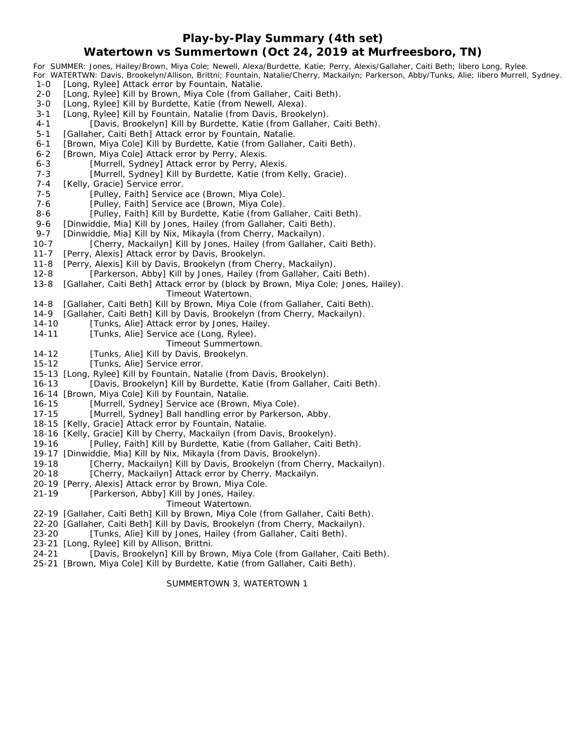# Play-by-Play Summary (4th set)

# Watertown vs Summertown (Oct 24, 2019 at Murfreesboro, TN)

For SUMMER: Jones, Hailey/Brown, Miya Cole; Newell, Alexa/Burdette, Katie; Perry, Alexis/Gallaher, Caiti Beth; libero Long, Rylee.
For WATERTWN: Davis, Brookelyn/Allison, Brittni; Fountain, Natalie/Cherry, Mackailyn; Parkerson, Abby/Tunks, Alie; libero Murrell, Sydney.

1-0 [Long, Rylee] Attack error by Fountain, Natalie.
2-0 [Long, Rylee] Kill by Brown, Miya Cole (from Gallaher, Caiti Beth).
3-0 [Long, Rylee] Kill by Burdette, Katie (from Newell, Alexa).
3-1 [Long, Rylee] Kill by Fountain, Natalie (from Davis, Brookelyn).
4-1 [Davis, Brookelyn] Kill by Burdette, Katie (from Gallaher, Caiti Beth).
5-1 [Gallaher, Caiti Beth] Attack error by Fountain, Natalie.
6-1 [Brown, Miya Cole] Kill by Burdette, Katie (from Gallaher, Caiti Beth).
6-2 [Brown, Miya Cole] Attack error by Perry, Alexis.
6-3 [Murrell, Sydney] Attack error by Perry, Alexis.
7-3 [Murrell, Sydney] Kill by Burdette, Katie (from Kelly, Gracie).
7-4 [Kelly, Gracie] Service error.
7-5 [Pulley, Faith] Service ace (Brown, Miya Cole).
7-6 [Pulley, Faith] Service ace (Brown, Miya Cole).
8-6 [Pulley, Faith] Kill by Burdette, Katie (from Gallaher, Caiti Beth).
9-6 [Dinwiddie, Mia] Kill by Jones, Hailey (from Gallaher, Caiti Beth).
9-7 [Dinwiddie, Mia] Kill by Nix, Mikayla (from Cherry, Mackailyn).
10-7 [Cherry, Mackailyn] Kill by Jones, Hailey (from Gallaher, Caiti Beth).
11-7 [Perry, Alexis] Attack error by Davis, Brookelyn.
11-8 [Perry, Alexis] Kill by Davis, Brookelyn (from Cherry, Mackailyn).
12-8 [Parkerson, Abby] Kill by Jones, Hailey (from Gallaher, Caiti Beth).
13-8 [Gallaher, Caiti Beth] Attack error by (block by Brown, Miya Cole; Jones, Hailey).

Timeout Watertown.

14-8 [Gallaher, Caiti Beth] Kill by Brown, Miya Cole (from Gallaher, Caiti Beth).
14-9 [Gallaher, Caiti Beth] Kill by Davis, Brookelyn (from Cherry, Mackailyn).
14-10 [Tunks, Alie] Attack error by Jones, Hailey.
14-11 [Tunks, Alie] Service ace (Long, Rylee).

Timeout Summertown.

14-12 [Tunks, Alie] Kill by Davis, Brookelyn.
15-12 [Tunks, Alie] Service error.
15-13 [Long, Rylee] Kill by Fountain, Natalie (from Davis, Brookelyn).
16-13 [Davis, Brookelyn] Kill by Burdette, Katie (from Gallaher, Caiti Beth).
16-14 [Brown, Miya Cole] Kill by Fountain, Natalie.
16-15 [Murrell, Sydney] Service ace (Brown, Miya Cole).
17-15 [Murrell, Sydney] Ball handling error by Parkerson, Abby.
18-15 [Kelly, Gracie] Attack error by Fountain, Natalie.
18-16 [Kelly, Gracie] Kill by Cherry, Mackailyn (from Davis, Brookelyn).
19-16 [Pulley, Faith] Kill by Burdette, Katie (from Gallaher, Caiti Beth).
19-17 [Dinwiddie, Mia] Kill by Nix, Mikayla (from Davis, Brookelyn).
19-18 [Cherry, Mackailyn] Kill by Davis, Brookelyn (from Cherry, Mackailyn).
20-18 [Cherry, Mackailyn] Attack error by Cherry, Mackailyn.
20-19 [Perry, Alexis] Attack error by Brown, Miya Cole.
21-19 [Parkerson, Abby] Kill by Jones, Hailey.

Timeout Watertown.

22-19 [Gallaher, Caiti Beth] Kill by Brown, Miya Cole (from Gallaher, Caiti Beth).
22-20 [Gallaher, Caiti Beth] Kill by Davis, Brookelyn (from Cherry, Mackailyn).
23-20 [Tunks, Alie] Kill by Jones, Hailey (from Gallaher, Caiti Beth).
23-21 [Long, Rylee] Kill by Allison, Brittni.
24-21 [Davis, Brookelyn] Kill by Brown, Miya Cole (from Gallaher, Caiti Beth).
25-21 [Brown, Miya Cole] Kill by Burdette, Katie (from Gallaher, Caiti Beth).

SUMMERTOWN 3, WATERTOWN 1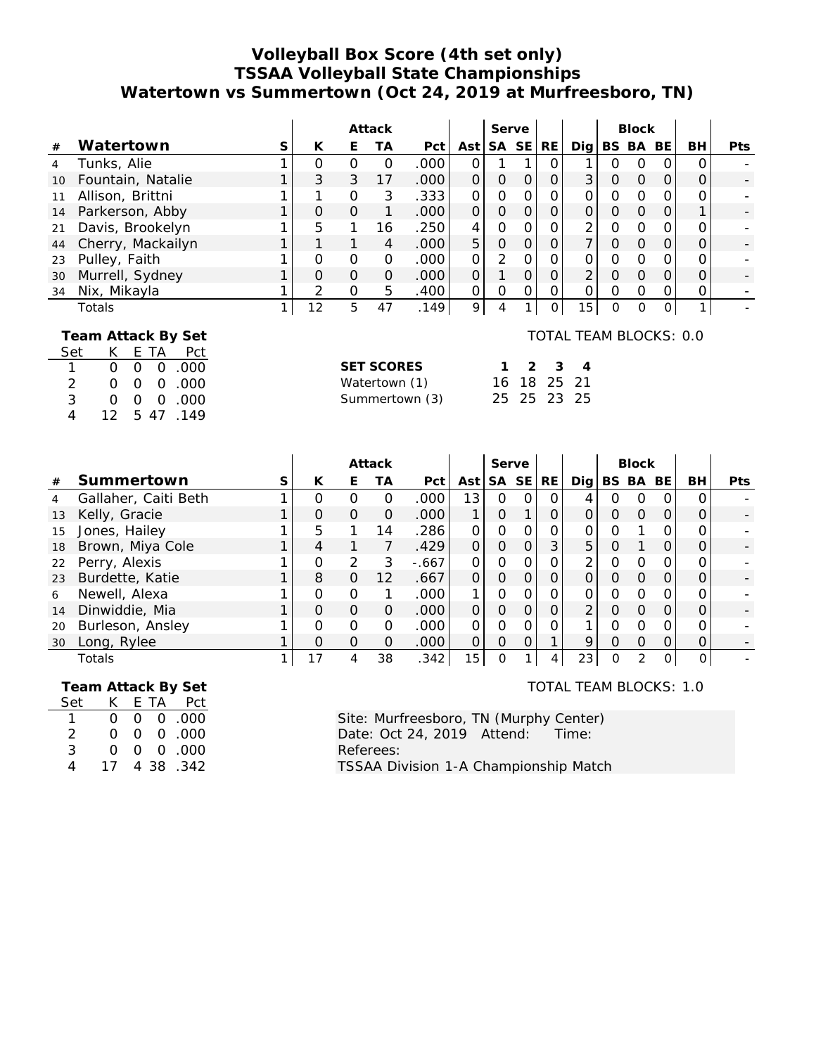# Volleyball Box Score (4th set only)
## TSSAA Volleyball State Championships
## Watertown vs Summertown (Oct 24, 2019 at Murfreesboro, TN)

| | | | Attack | | | | | Serve | | | | Block | | | | |
|---|---|---|---|---|---|---|---|---|---|---|---|---|---|---|---|---|
| # | Watertown | S | K | E | TA | Pct | Ast | SA | SE | RE | Dig | BS | BA | BE | BH | Pts |
| 4 | Tunks, Alie | 1 | 0 | 0 | 0 | .000 | 0 | 1 | 1 | 0 | 1 | 0 | 0 | 0 | 0 | - |
| 10 | Fountain, Natalie | 1 | 3 | 3 | 17 | .000 | 0 | 0 | 0 | 0 | 3 | 0 | 0 | 0 | 0 | - |
| 11 | Allison, Brittni | 1 | 1 | 0 | 3 | .333 | 0 | 0 | 0 | 0 | 0 | 0 | 0 | 0 | 0 | - |
| 14 | Parkerson, Abby | 1 | 0 | 0 | 1 | .000 | 0 | 0 | 0 | 0 | 0 | 0 | 0 | 0 | 1 | - |
| 21 | Davis, Brookelyn | 1 | 5 | 1 | 16 | .250 | 4 | 0 | 0 | 0 | 2 | 0 | 0 | 0 | 0 | - |
| 44 | Cherry, Mackailyn | 1 | 1 | 1 | 4 | .000 | 5 | 0 | 0 | 0 | 7 | 0 | 0 | 0 | 0 | - |
| 23 | Pulley, Faith | 1 | 0 | 0 | 0 | .000 | 0 | 2 | 0 | 0 | 0 | 0 | 0 | 0 | 0 | - |
| 30 | Murrell, Sydney | 1 | 0 | 0 | 0 | .000 | 0 | 1 | 0 | 0 | 2 | 0 | 0 | 0 | 0 | - |
| 34 | Nix, Mikayla | 1 | 2 | 0 | 5 | .400 | 0 | 0 | 0 | 0 | 0 | 0 | 0 | 0 | 0 | - |
| | Totals | 1 | 12 | 5 | 47 | .149 | 9 | 4 | 1 | 0 | 15 | 0 | 0 | 0 | 1 | - |

**Team Attack By Set**

| Set | K | E | TA | Pct |
|---|---|---|---|---|
| 1 | 0 | 0 | 0 | .000 |
| 2 | 0 | 0 | 0 | .000 |
| 3 | 0 | 0 | 0 | .000 |
| 4 | 12 | 5 | 47 | .149 |

TOTAL TEAM BLOCKS: 0.0

| SET SCORES | 1 | 2 | 3 | 4 |
|---|---|---|---|---|
| Watertown (1) | 16 | 18 | 25 | 21 |
| Summertown (3) | 25 | 25 | 23 | 25 |

| | | | Attack | | | | | Serve | | | | Block | | | | |
|---|---|---|---|---|---|---|---|---|---|---|---|---|---|---|---|---|
| # | Summertown | S | K | E | TA | Pct | Ast | SA | SE | RE | Dig | BS | BA | BE | BH | Pts |
| 4 | Gallaher, Caiti Beth | 1 | 0 | 0 | 0 | .000 | 13 | 0 | 0 | 0 | 4 | 0 | 0 | 0 | 0 | - |
| 13 | Kelly, Gracie | 1 | 0 | 0 | 0 | .000 | 1 | 0 | 1 | 0 | 0 | 0 | 0 | 0 | 0 | - |
| 15 | Jones, Hailey | 1 | 5 | 1 | 14 | .286 | 0 | 0 | 0 | 0 | 0 | 0 | 1 | 0 | 0 | - |
| 18 | Brown, Miya Cole | 1 | 4 | 1 | 7 | .429 | 0 | 0 | 0 | 3 | 5 | 0 | 1 | 0 | 0 | - |
| 22 | Perry, Alexis | 1 | 0 | 2 | 3 | -.667 | 0 | 0 | 0 | 0 | 2 | 0 | 0 | 0 | 0 | - |
| 23 | Burdette, Katie | 1 | 8 | 0 | 12 | .667 | 0 | 0 | 0 | 0 | 0 | 0 | 0 | 0 | 0 | - |
| 6 | Newell, Alexa | 1 | 0 | 0 | 1 | .000 | 1 | 0 | 0 | 0 | 0 | 0 | 0 | 0 | 0 | - |
| 14 | Dinwiddie, Mia | 1 | 0 | 0 | 0 | .000 | 0 | 0 | 0 | 0 | 2 | 0 | 0 | 0 | 0 | - |
| 20 | Burleson, Ansley | 1 | 0 | 0 | 0 | .000 | 0 | 0 | 0 | 0 | 1 | 0 | 0 | 0 | 0 | - |
| 30 | Long, Rylee | 1 | 0 | 0 | 0 | .000 | 0 | 0 | 0 | 1 | 9 | 0 | 0 | 0 | 0 | - |
| | Totals | 1 | 17 | 4 | 38 | .342 | 15 | 0 | 1 | 4 | 23 | 0 | 2 | 0 | 0 | - |

**Team Attack By Set**

| Set | K | E | TA | Pct |
|---|---|---|---|---|
| 1 | 0 | 0 | 0 | .000 |
| 2 | 0 | 0 | 0 | .000 |
| 3 | 0 | 0 | 0 | .000 |
| 4 | 17 | 4 | 38 | .342 |

TOTAL TEAM BLOCKS: 1.0

Site: Murfreesboro, TN (Murphy Center)
Date: Oct 24, 2019 Attend: Time:
Referees:
TSSAA Division 1-A Championship Match